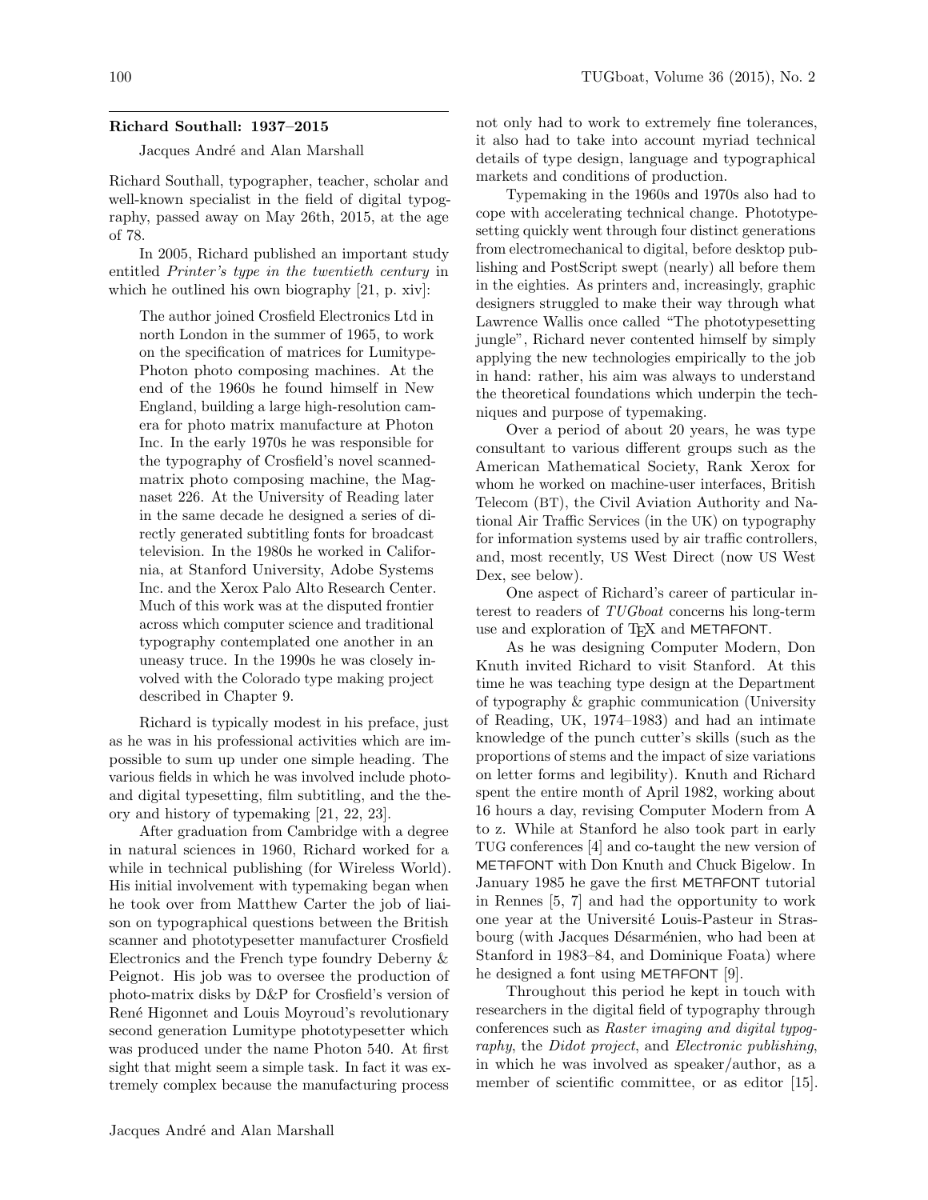## Richard Southall: 1937–2015

Jacques André and Alan Marshall

Richard Southall, typographer, teacher, scholar and well-known specialist in the field of digital typography, passed away on May 26th, 2015, at the age of 78.

In 2005, Richard published an important study entitled *Printer's type in the twentieth century* in which he outlined his own biography [21, p. xiv]:

> The author joined Crosfield Electronics Ltd in north London in the summer of 1965, to work on the specification of matrices for Lumitype-Photon photo composing machines. At the end of the 1960s he found himself in New England, building a large high-resolution camera for photo matrix manufacture at Photon Inc. In the early 1970s he was responsible for the typography of Crosfield's novel scanned-matrix photo composing machine, the Magnaset 226. At the University of Reading later in the same decade he designed a series of directly generated subtitling fonts for broadcast television. In the 1980s he worked in California, at Stanford University, Adobe Systems Inc. and the Xerox Palo Alto Research Center. Much of this work was at the disputed frontier across which computer science and traditional typography contemplated one another in an uneasy truce. In the 1990s he was closely involved with the Colorado type making project described in Chapter 9.

Richard is typically modest in his preface, just as he was in his professional activities which are impossible to sum up under one simple heading. The various fields in which he was involved include photo- and digital typesetting, film subtitling, and the theory and history of typemaking [21, 22, 23].

After graduation from Cambridge with a degree in natural sciences in 1960, Richard worked for a while in technical publishing (for Wireless World). His initial involvement with typemaking began when he took over from Matthew Carter the job of liaison on typographical questions between the British scanner and phototypesetter manufacturer Crosfield Electronics and the French type foundry Deberny & Peignot. His job was to oversee the production of photo-matrix disks by D&P for Crosfield's version of René Higonnet and Louis Moyroud's revolutionary second generation Lumitype phototypesetter which was produced under the name Photon 540. At first sight that might seem a simple task. In fact it was extremely complex because the manufacturing process not only had to work to extremely fine tolerances, it also had to take into account myriad technical details of type design, language and typographical markets and conditions of production.

Typemaking in the 1960s and 1970s also had to cope with accelerating technical change. Phototypesetting quickly went through four distinct generations from electromechanical to digital, before desktop publishing and PostScript swept (nearly) all before them in the eighties. As printers and, increasingly, graphic designers struggled to make their way through what Lawrence Wallis once called "The phototypesetting jungle", Richard never contented himself by simply applying the new technologies empirically to the job in hand: rather, his aim was always to understand the theoretical foundations which underpin the techniques and purpose of typemaking.

Over a period of about 20 years, he was type consultant to various different groups such as the American Mathematical Society, Rank Xerox for whom he worked on machine-user interfaces, British Telecom (BT), the Civil Aviation Authority and National Air Traffic Services (in the UK) on typography for information systems used by air traffic controllers, and, most recently, US West Direct (now US West Dex, see below).

One aspect of Richard's career of particular interest to readers of *TUGboat* concerns his long-term use and exploration of TeX and METAFONT.

As he was designing Computer Modern, Don Knuth invited Richard to visit Stanford. At this time he was teaching type design at the Department of typography & graphic communication (University of Reading, UK, 1974–1983) and had an intimate knowledge of the punch cutter's skills (such as the proportions of stems and the impact of size variations on letter forms and legibility). Knuth and Richard spent the entire month of April 1982, working about 16 hours a day, revising Computer Modern from A to z. While at Stanford he also took part in early TUG conferences [4] and co-taught the new version of METAFONT with Don Knuth and Chuck Bigelow. In January 1985 he gave the first METAFONT tutorial in Rennes [5, 7] and had the opportunity to work one year at the Université Louis-Pasteur in Strasbourg (with Jacques Désarménien, who had been at Stanford in 1983–84, and Dominique Foata) where he designed a font using METAFONT [9].

Throughout this period he kept in touch with researchers in the digital field of typography through conferences such as *Raster imaging and digital typography*, the *Didot project*, and *Electronic publishing*, in which he was involved as speaker/author, as a member of scientific committee, or as editor [15].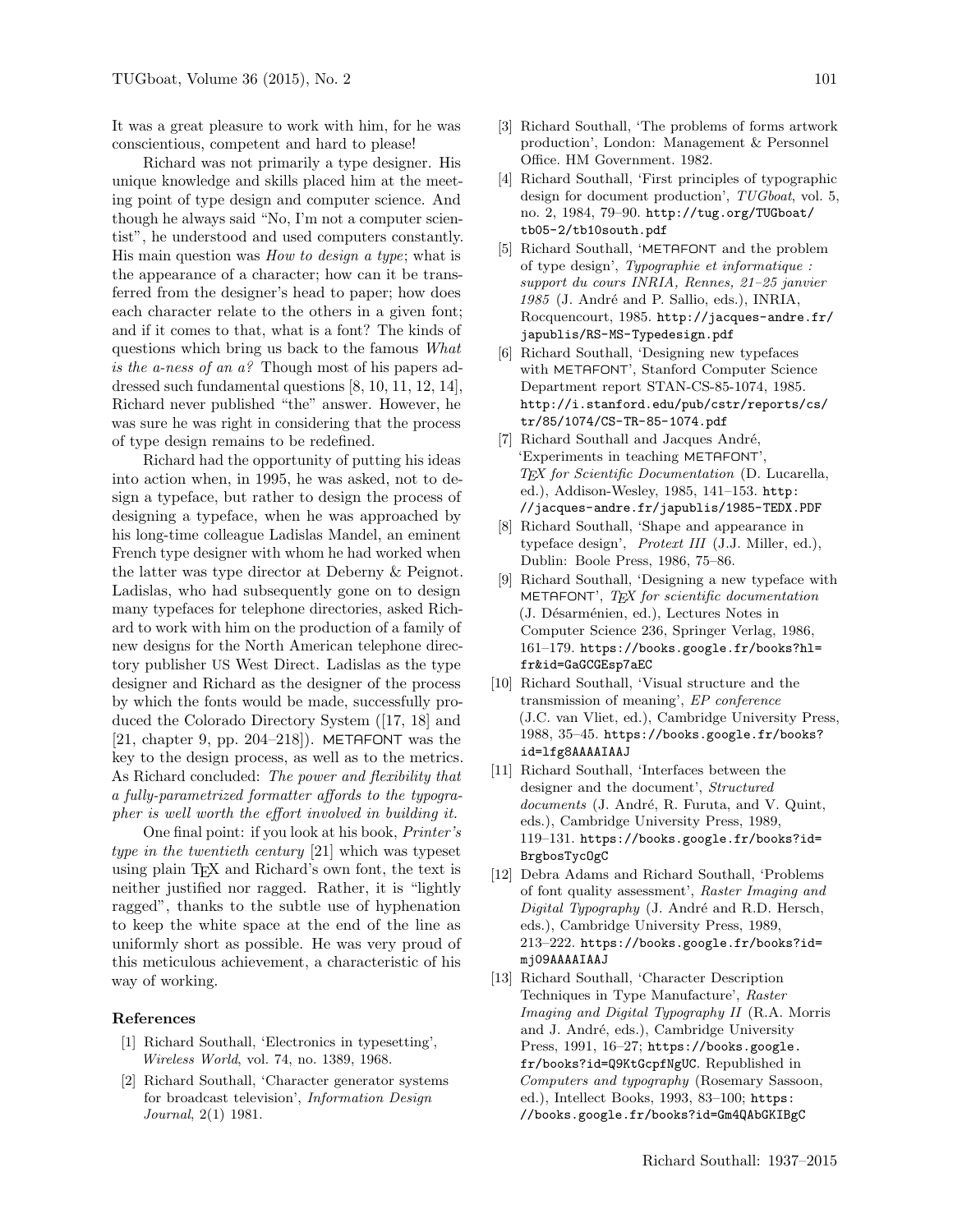It was a great pleasure to work with him, for he was conscientious, competent and hard to please!

Richard was not primarily a type designer. His unique knowledge and skills placed him at the meeting point of type design and computer science. And though he always said "No, I'm not a computer scientist", he understood and used computers constantly. His main question was *How to design a type*; what is the appearance of a character; how can it be transferred from the designer's head to paper; how does each character relate to the others in a given font; and if it comes to that, what is a font? The kinds of questions which bring us back to the famous *What is the a-ness of an a?* Though most of his papers addressed such fundamental questions [8, 10, 11, 12, 14], Richard never published "the" answer. However, he was sure he was right in considering that the process of type design remains to be redefined.

Richard had the opportunity of putting his ideas into action when, in 1995, he was asked, not to design a typeface, but rather to design the process of designing a typeface, when he was approached by his long-time colleague Ladislas Mandel, an eminent French type designer with whom he had worked when the latter was type director at Deberny & Peignot. Ladislas, who had subsequently gone on to design many typefaces for telephone directories, asked Richard to work with him on the production of a family of new designs for the North American telephone directory publisher US West Direct. Ladislas as the type designer and Richard as the designer of the process by which the fonts would be made, successfully produced the Colorado Directory System ([17, 18] and [21, chapter 9, pp. 204–218]). METAFONT was the key to the design process, as well as to the metrics. As Richard concluded: *The power and flexibility that a fully-parametrized formatter affords to the typographer is well worth the effort involved in building it.*

One final point: if you look at his book, *Printer's type in the twentieth century* [21] which was typeset using plain TeX and Richard's own font, the text is neither justified nor ragged. Rather, it is "lightly ragged", thanks to the subtle use of hyphenation to keep the white space at the end of the line as uniformly short as possible. He was very proud of this meticulous achievement, a characteristic of his way of working.

### References

[1] Richard Southall, 'Electronics in typesetting', *Wireless World*, vol. 74, no. 1389, 1968.

[2] Richard Southall, 'Character generator systems for broadcast television', *Information Design Journal*, 2(1) 1981.

[3] Richard Southall, 'The problems of forms artwork production', London: Management & Personnel Office. HM Government. 1982.

[4] Richard Southall, 'First principles of typographic design for document production', *TUGboat*, vol. 5, no. 2, 1984, 79–90. http://tug.org/TUGboat/tb05-2/tb10south.pdf

[5] Richard Southall, 'METAFONT and the problem of type design', *Typographie et informatique : support du cours INRIA, Rennes, 21–25 janvier 1985* (J. André and P. Sallio, eds.), INRIA, Rocquencourt, 1985. http://jacques-andre.fr/japublis/RS-MS-Typedesign.pdf

[6] Richard Southall, 'Designing new typefaces with METAFONT', Stanford Computer Science Department report STAN-CS-85-1074, 1985. http://i.stanford.edu/pub/cstr/reports/cs/tr/85/1074/CS-TR-85-1074.pdf

[7] Richard Southall and Jacques André, 'Experiments in teaching METAFONT', *TeX for Scientific Documentation* (D. Lucarella, ed.), Addison-Wesley, 1985, 141–153. http://jacques-andre.fr/japublis/1985-TEDX.PDF

[8] Richard Southall, 'Shape and appearance in typeface design', *Protext III* (J.J. Miller, ed.), Dublin: Boole Press, 1986, 75–86.

[9] Richard Southall, 'Designing a new typeface with METAFONT', *TeX for scientific documentation* (J. Désarménien, ed.), Lectures Notes in Computer Science 236, Springer Verlag, 1986, 161–179. https://books.google.fr/books?hl=fr&id=GaGCGEsp7aEC

[10] Richard Southall, 'Visual structure and the transmission of meaning', *EP conference* (J.C. van Vliet, ed.), Cambridge University Press, 1988, 35–45. https://books.google.fr/books?id=lfg8AAAAIAAJ

[11] Richard Southall, 'Interfaces between the designer and the document', *Structured documents* (J. André, R. Furuta, and V. Quint, eds.), Cambridge University Press, 1989, 119–131. https://books.google.fr/books?id=BrgbosTycOgC

[12] Debra Adams and Richard Southall, 'Problems of font quality assessment', *Raster Imaging and Digital Typography* (J. André and R.D. Hersch, eds.), Cambridge University Press, 1989, 213–222. https://books.google.fr/books?id=mjO9AAAAIAAJ

[13] Richard Southall, 'Character Description Techniques in Type Manufacture', *Raster Imaging and Digital Typography II* (R.A. Morris and J. André, eds.), Cambridge University Press, 1991, 16–27; https://books.google.fr/books?id=Q9KtGcpfNgUC. Republished in *Computers and typography* (Rosemary Sassoon, ed.), Intellect Books, 1993, 83–100; https://books.google.fr/books?id=Gm4QAbGKIBgC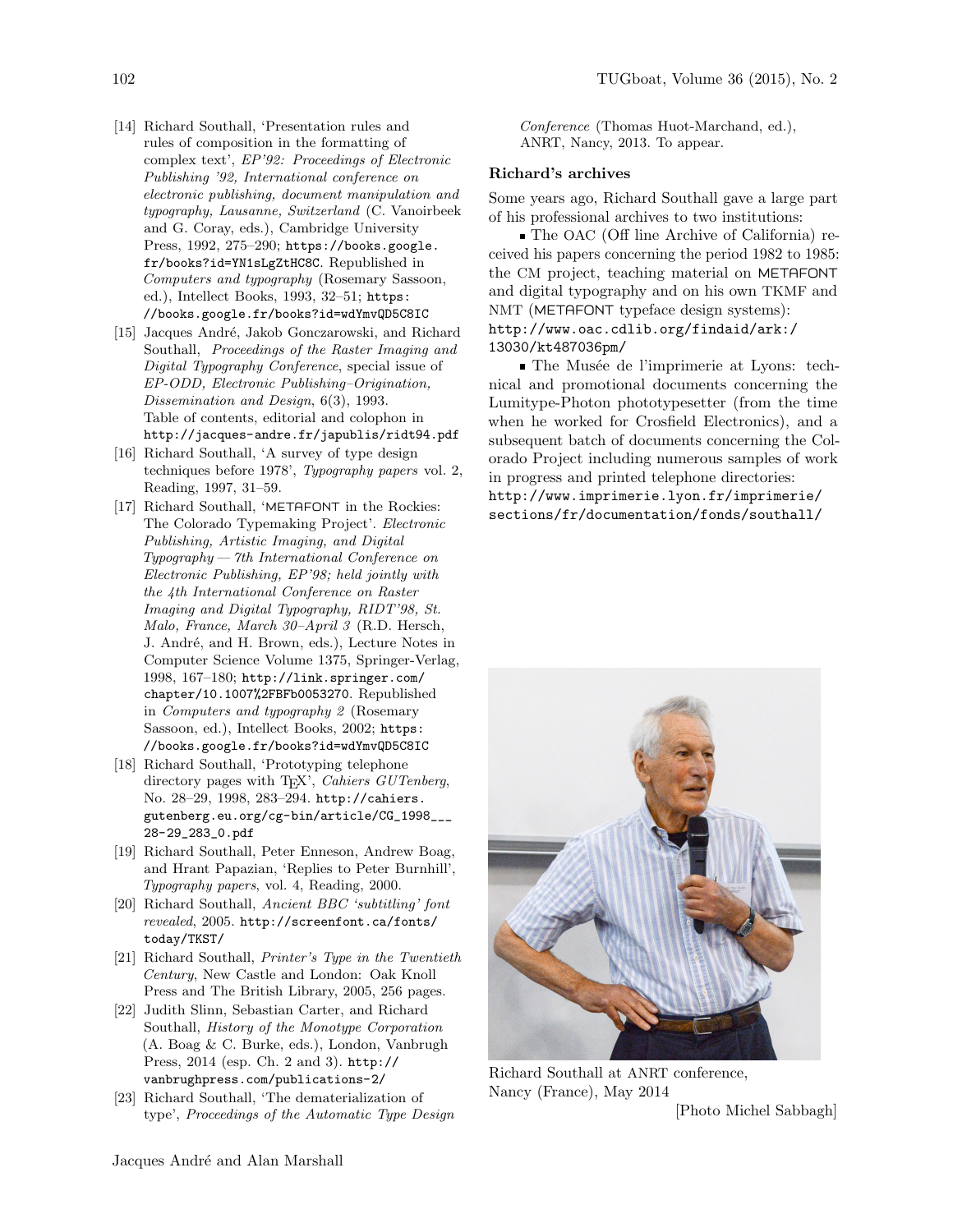[14] Richard Southall, 'Presentation rules and rules of composition in the formatting of complex text', *EP'92: Proceedings of Electronic Publishing '92, International conference on electronic publishing, document manipulation and typography, Lausanne, Switzerland* (C. Vanoirbeek and G. Coray, eds.), Cambridge University Press, 1992, 275–290; https://books.google.fr/books?id=YN1sLgZtHC8C. Republished in *Computers and typography* (Rosemary Sassoon, ed.), Intellect Books, 1993, 32–51; https://books.google.fr/books?id=wdYmvQD5C8IC

[15] Jacques André, Jakob Gonczarowski, and Richard Southall, *Proceedings of the Raster Imaging and Digital Typography Conference*, special issue of *EP-ODD, Electronic Publishing–Origination, Dissemination and Design*, 6(3), 1993. Table of contents, editorial and colophon in http://jacques-andre.fr/japublis/ridt94.pdf

[16] Richard Southall, 'A survey of type design techniques before 1978', *Typography papers* vol. 2, Reading, 1997, 31–59.

[17] Richard Southall, 'METAFONT in the Rockies: The Colorado Typemaking Project'. *Electronic Publishing, Artistic Imaging, and Digital Typography — 7th International Conference on Electronic Publishing, EP'98; held jointly with the 4th International Conference on Raster Imaging and Digital Typography, RIDT'98, St. Malo, France, March 30–April 3* (R.D. Hersch, J. André, and H. Brown, eds.), Lecture Notes in Computer Science Volume 1375, Springer-Verlag, 1998, 167–180; http://link.springer.com/chapter/10.1007%2FBFb0053270. Republished in *Computers and typography 2* (Rosemary Sassoon, ed.), Intellect Books, 2002; https://books.google.fr/books?id=wdYmvQD5C8IC

[18] Richard Southall, 'Prototyping telephone directory pages with TEX', *Cahiers GUTenberg*, No. 28–29, 1998, 283–294. http://cahiers.gutenberg.eu.org/cg-bin/article/CG_1998___28-29_283_0.pdf

[19] Richard Southall, Peter Enneson, Andrew Boag, and Hrant Papazian, 'Replies to Peter Burnhill', *Typography papers*, vol. 4, Reading, 2000.

[20] Richard Southall, *Ancient BBC 'subtitling' font revealed*, 2005. http://screenfont.ca/fonts/today/TKST/

[21] Richard Southall, *Printer's Type in the Twentieth Century*, New Castle and London: Oak Knoll Press and The British Library, 2005, 256 pages.

[22] Judith Slinn, Sebastian Carter, and Richard Southall, *History of the Monotype Corporation* (A. Boag & C. Burke, eds.), London, Vanbrugh Press, 2014 (esp. Ch. 2 and 3). http://vanbrughpress.com/publications-2/

[23] Richard Southall, 'The dematerialization of type', *Proceedings of the Automatic Type Design Conference* (Thomas Huot-Marchand, ed.), ANRT, Nancy, 2013. To appear.

### Richard's archives

Some years ago, Richard Southall gave a large part of his professional archives to two institutions:

- The OAC (Off line Archive of California) received his papers concerning the period 1982 to 1985: the CM project, teaching material on METAFONT and digital typography and on his own TKMF and NMT (METAFONT typeface design systems): http://www.oac.cdlib.org/findaid/ark:/13030/kt487036pm/
- The Musée de l'imprimerie at Lyons: technical and promotional documents concerning the Lumitype-Photon phototypesetter (from the time when he worked for Crosfield Electronics), and a subsequent batch of documents concerning the Colorado Project including numerous samples of work in progress and printed telephone directories: http://www.imprimerie.lyon.fr/imprimerie/sections/fr/documentation/fonds/southall/

Richard Southall at ANRT conference, Nancy (France), May 2014

[Photo Michel Sabbagh]

Jacques André and Alan Marshall